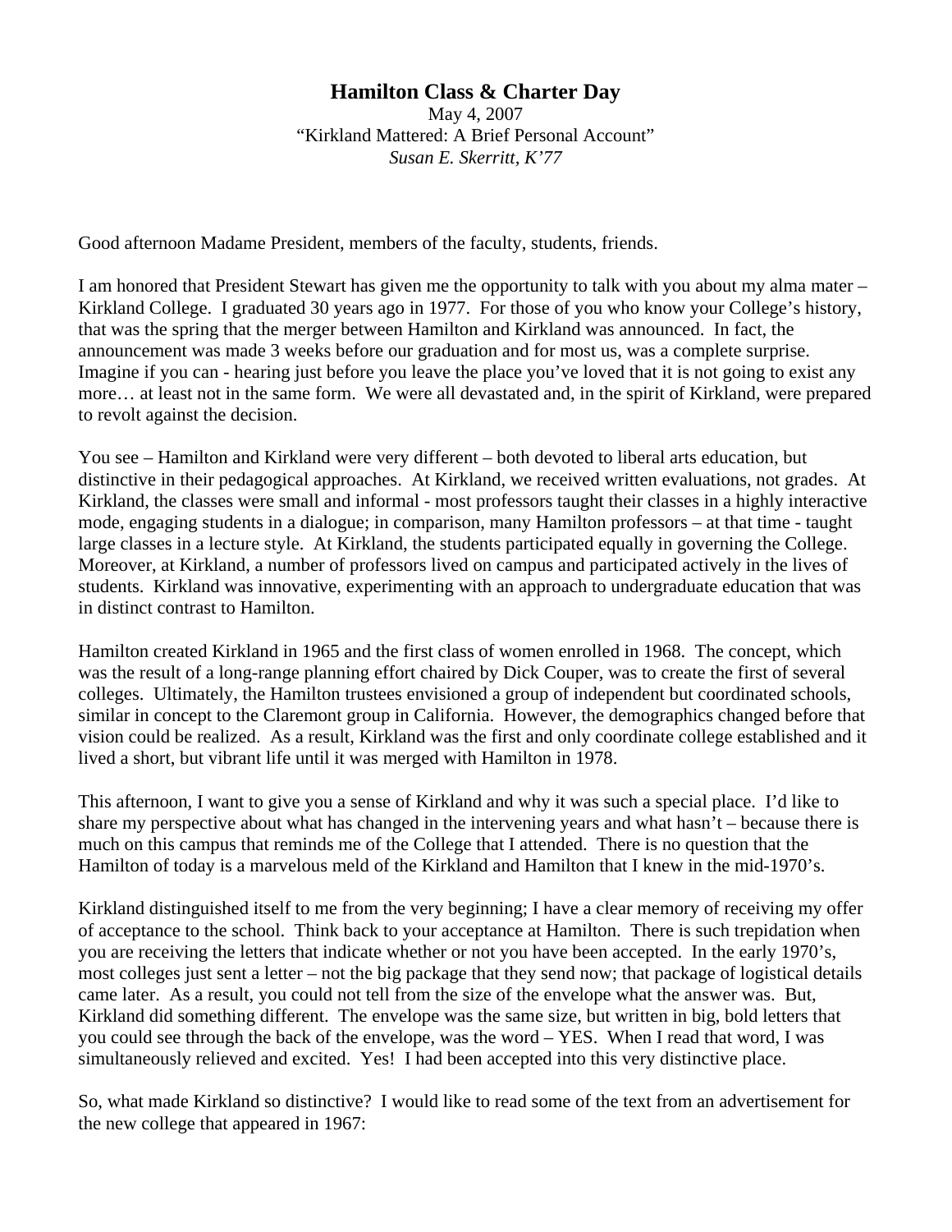# Hamilton Class & Charter Day

May 4, 2007

"Kirkland Mattered: A Brief Personal Account"

*Susan E. Skerritt, K'77*

Good afternoon Madame President, members of the faculty, students, friends.

I am honored that President Stewart has given me the opportunity to talk with you about my alma mater – Kirkland College. I graduated 30 years ago in 1977. For those of you who know your College's history, that was the spring that the merger between Hamilton and Kirkland was announced. In fact, the announcement was made 3 weeks before our graduation and for most us, was a complete surprise. Imagine if you can - hearing just before you leave the place you've loved that it is not going to exist any more… at least not in the same form. We were all devastated and, in the spirit of Kirkland, were prepared to revolt against the decision.

You see – Hamilton and Kirkland were very different – both devoted to liberal arts education, but distinctive in their pedagogical approaches. At Kirkland, we received written evaluations, not grades. At Kirkland, the classes were small and informal - most professors taught their classes in a highly interactive mode, engaging students in a dialogue; in comparison, many Hamilton professors – at that time - taught large classes in a lecture style. At Kirkland, the students participated equally in governing the College. Moreover, at Kirkland, a number of professors lived on campus and participated actively in the lives of students. Kirkland was innovative, experimenting with an approach to undergraduate education that was in distinct contrast to Hamilton.

Hamilton created Kirkland in 1965 and the first class of women enrolled in 1968. The concept, which was the result of a long-range planning effort chaired by Dick Couper, was to create the first of several colleges. Ultimately, the Hamilton trustees envisioned a group of independent but coordinated schools, similar in concept to the Claremont group in California. However, the demographics changed before that vision could be realized. As a result, Kirkland was the first and only coordinate college established and it lived a short, but vibrant life until it was merged with Hamilton in 1978.

This afternoon, I want to give you a sense of Kirkland and why it was such a special place. I'd like to share my perspective about what has changed in the intervening years and what hasn't – because there is much on this campus that reminds me of the College that I attended. There is no question that the Hamilton of today is a marvelous meld of the Kirkland and Hamilton that I knew in the mid-1970's.

Kirkland distinguished itself to me from the very beginning; I have a clear memory of receiving my offer of acceptance to the school. Think back to your acceptance at Hamilton. There is such trepidation when you are receiving the letters that indicate whether or not you have been accepted. In the early 1970's, most colleges just sent a letter – not the big package that they send now; that package of logistical details came later. As a result, you could not tell from the size of the envelope what the answer was. But, Kirkland did something different. The envelope was the same size, but written in big, bold letters that you could see through the back of the envelope, was the word – YES. When I read that word, I was simultaneously relieved and excited. Yes! I had been accepted into this very distinctive place.

So, what made Kirkland so distinctive? I would like to read some of the text from an advertisement for the new college that appeared in 1967: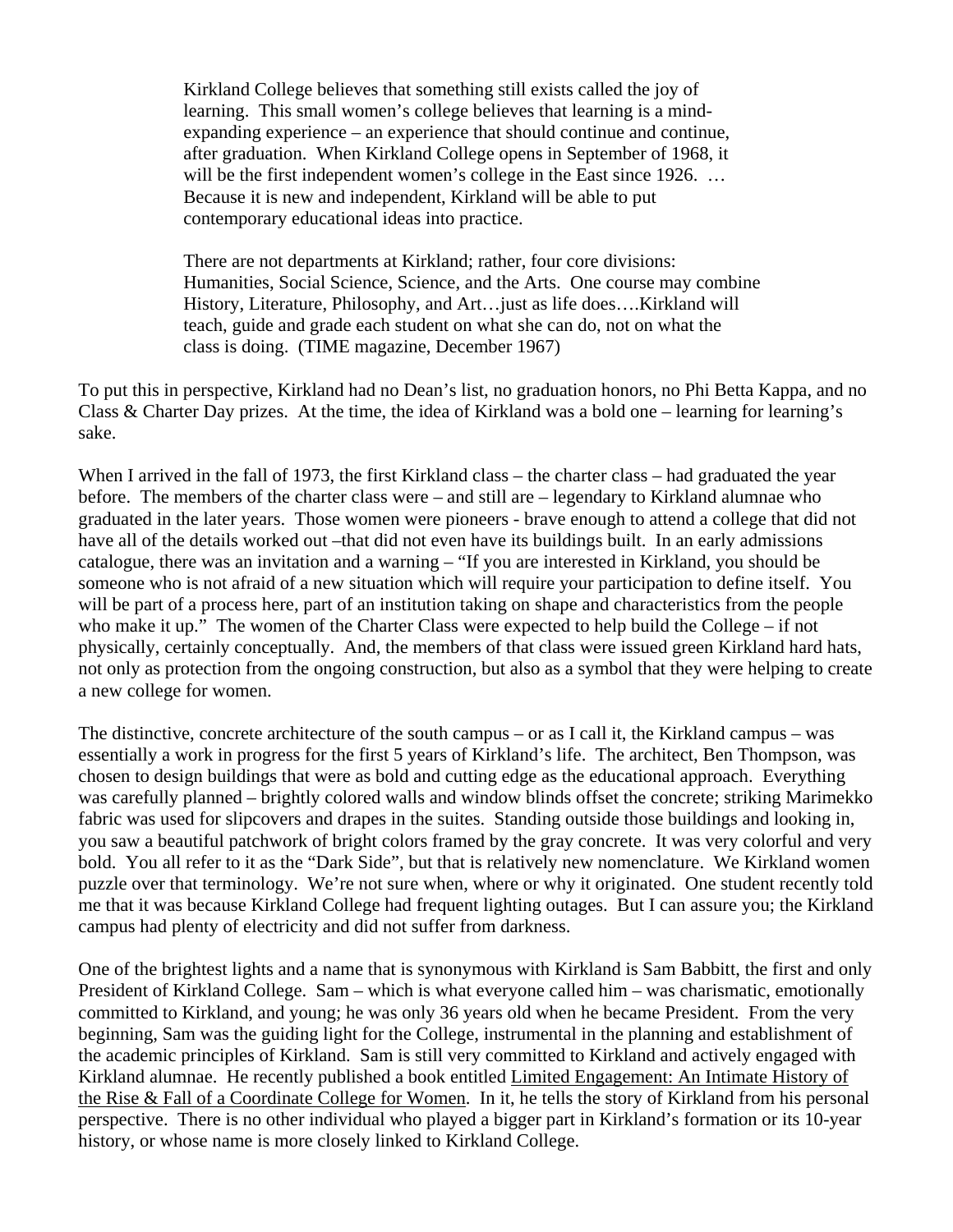> Kirkland College believes that something still exists called the joy of learning. This small women's college believes that learning is a mind-expanding experience – an experience that should continue and continue, after graduation. When Kirkland College opens in September of 1968, it will be the first independent women's college in the East since 1926. … Because it is new and independent, Kirkland will be able to put contemporary educational ideas into practice.
>
> There are not departments at Kirkland; rather, four core divisions: Humanities, Social Science, Science, and the Arts. One course may combine History, Literature, Philosophy, and Art…just as life does….Kirkland will teach, guide and grade each student on what she can do, not on what the class is doing. (TIME magazine, December 1967)

To put this in perspective, Kirkland had no Dean's list, no graduation honors, no Phi Betta Kappa, and no Class & Charter Day prizes. At the time, the idea of Kirkland was a bold one – learning for learning's sake.

When I arrived in the fall of 1973, the first Kirkland class – the charter class – had graduated the year before. The members of the charter class were – and still are – legendary to Kirkland alumnae who graduated in the later years. Those women were pioneers - brave enough to attend a college that did not have all of the details worked out –that did not even have its buildings built. In an early admissions catalogue, there was an invitation and a warning – "If you are interested in Kirkland, you should be someone who is not afraid of a new situation which will require your participation to define itself. You will be part of a process here, part of an institution taking on shape and characteristics from the people who make it up." The women of the Charter Class were expected to help build the College – if not physically, certainly conceptually. And, the members of that class were issued green Kirkland hard hats, not only as protection from the ongoing construction, but also as a symbol that they were helping to create a new college for women.

The distinctive, concrete architecture of the south campus – or as I call it, the Kirkland campus – was essentially a work in progress for the first 5 years of Kirkland's life. The architect, Ben Thompson, was chosen to design buildings that were as bold and cutting edge as the educational approach. Everything was carefully planned – brightly colored walls and window blinds offset the concrete; striking Marimekko fabric was used for slipcovers and drapes in the suites. Standing outside those buildings and looking in, you saw a beautiful patchwork of bright colors framed by the gray concrete. It was very colorful and very bold. You all refer to it as the "Dark Side", but that is relatively new nomenclature. We Kirkland women puzzle over that terminology. We're not sure when, where or why it originated. One student recently told me that it was because Kirkland College had frequent lighting outages. But I can assure you; the Kirkland campus had plenty of electricity and did not suffer from darkness.

One of the brightest lights and a name that is synonymous with Kirkland is Sam Babbitt, the first and only President of Kirkland College. Sam – which is what everyone called him – was charismatic, emotionally committed to Kirkland, and young; he was only 36 years old when he became President. From the very beginning, Sam was the guiding light for the College, instrumental in the planning and establishment of the academic principles of Kirkland. Sam is still very committed to Kirkland and actively engaged with Kirkland alumnae. He recently published a book entitled <u>Limited Engagement: An Intimate History of the Rise & Fall of a Coordinate College for Women</u>. In it, he tells the story of Kirkland from his personal perspective. There is no other individual who played a bigger part in Kirkland's formation or its 10-year history, or whose name is more closely linked to Kirkland College.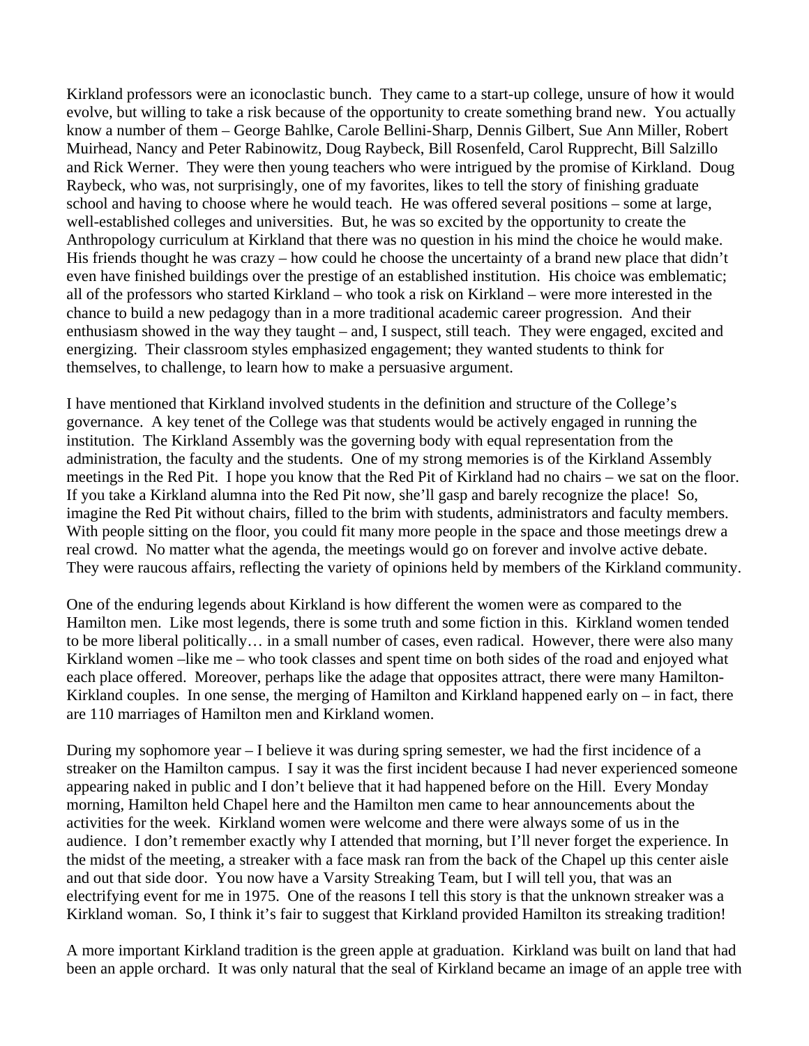Kirkland professors were an iconoclastic bunch. They came to a start-up college, unsure of how it would evolve, but willing to take a risk because of the opportunity to create something brand new. You actually know a number of them – George Bahlke, Carole Bellini-Sharp, Dennis Gilbert, Sue Ann Miller, Robert Muirhead, Nancy and Peter Rabinowitz, Doug Raybeck, Bill Rosenfeld, Carol Rupprecht, Bill Salzillo and Rick Werner. They were then young teachers who were intrigued by the promise of Kirkland. Doug Raybeck, who was, not surprisingly, one of my favorites, likes to tell the story of finishing graduate school and having to choose where he would teach. He was offered several positions – some at large, well-established colleges and universities. But, he was so excited by the opportunity to create the Anthropology curriculum at Kirkland that there was no question in his mind the choice he would make. His friends thought he was crazy – how could he choose the uncertainty of a brand new place that didn't even have finished buildings over the prestige of an established institution. His choice was emblematic; all of the professors who started Kirkland – who took a risk on Kirkland – were more interested in the chance to build a new pedagogy than in a more traditional academic career progression. And their enthusiasm showed in the way they taught – and, I suspect, still teach. They were engaged, excited and energizing. Their classroom styles emphasized engagement; they wanted students to think for themselves, to challenge, to learn how to make a persuasive argument.

I have mentioned that Kirkland involved students in the definition and structure of the College's governance. A key tenet of the College was that students would be actively engaged in running the institution. The Kirkland Assembly was the governing body with equal representation from the administration, the faculty and the students. One of my strong memories is of the Kirkland Assembly meetings in the Red Pit. I hope you know that the Red Pit of Kirkland had no chairs – we sat on the floor. If you take a Kirkland alumna into the Red Pit now, she'll gasp and barely recognize the place! So, imagine the Red Pit without chairs, filled to the brim with students, administrators and faculty members. With people sitting on the floor, you could fit many more people in the space and those meetings drew a real crowd. No matter what the agenda, the meetings would go on forever and involve active debate. They were raucous affairs, reflecting the variety of opinions held by members of the Kirkland community.

One of the enduring legends about Kirkland is how different the women were as compared to the Hamilton men. Like most legends, there is some truth and some fiction in this. Kirkland women tended to be more liberal politically… in a small number of cases, even radical. However, there were also many Kirkland women –like me – who took classes and spent time on both sides of the road and enjoyed what each place offered. Moreover, perhaps like the adage that opposites attract, there were many Hamilton-Kirkland couples. In one sense, the merging of Hamilton and Kirkland happened early on – in fact, there are 110 marriages of Hamilton men and Kirkland women.

During my sophomore year – I believe it was during spring semester, we had the first incidence of a streaker on the Hamilton campus. I say it was the first incident because I had never experienced someone appearing naked in public and I don't believe that it had happened before on the Hill. Every Monday morning, Hamilton held Chapel here and the Hamilton men came to hear announcements about the activities for the week. Kirkland women were welcome and there were always some of us in the audience. I don't remember exactly why I attended that morning, but I'll never forget the experience. In the midst of the meeting, a streaker with a face mask ran from the back of the Chapel up this center aisle and out that side door. You now have a Varsity Streaking Team, but I will tell you, that was an electrifying event for me in 1975. One of the reasons I tell this story is that the unknown streaker was a Kirkland woman. So, I think it's fair to suggest that Kirkland provided Hamilton its streaking tradition!

A more important Kirkland tradition is the green apple at graduation. Kirkland was built on land that had been an apple orchard. It was only natural that the seal of Kirkland became an image of an apple tree with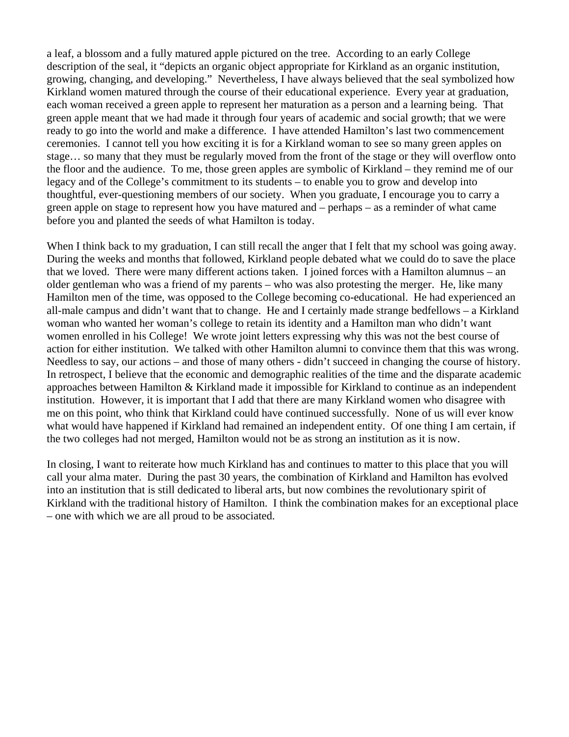a leaf, a blossom and a fully matured apple pictured on the tree. According to an early College description of the seal, it "depicts an organic object appropriate for Kirkland as an organic institution, growing, changing, and developing." Nevertheless, I have always believed that the seal symbolized how Kirkland women matured through the course of their educational experience. Every year at graduation, each woman received a green apple to represent her maturation as a person and a learning being. That green apple meant that we had made it through four years of academic and social growth; that we were ready to go into the world and make a difference. I have attended Hamilton's last two commencement ceremonies. I cannot tell you how exciting it is for a Kirkland woman to see so many green apples on stage… so many that they must be regularly moved from the front of the stage or they will overflow onto the floor and the audience. To me, those green apples are symbolic of Kirkland – they remind me of our legacy and of the College's commitment to its students – to enable you to grow and develop into thoughtful, ever-questioning members of our society. When you graduate, I encourage you to carry a green apple on stage to represent how you have matured and – perhaps – as a reminder of what came before you and planted the seeds of what Hamilton is today.

When I think back to my graduation, I can still recall the anger that I felt that my school was going away. During the weeks and months that followed, Kirkland people debated what we could do to save the place that we loved. There were many different actions taken. I joined forces with a Hamilton alumnus – an older gentleman who was a friend of my parents – who was also protesting the merger. He, like many Hamilton men of the time, was opposed to the College becoming co-educational. He had experienced an all-male campus and didn't want that to change. He and I certainly made strange bedfellows – a Kirkland woman who wanted her woman's college to retain its identity and a Hamilton man who didn't want women enrolled in his College! We wrote joint letters expressing why this was not the best course of action for either institution. We talked with other Hamilton alumni to convince them that this was wrong. Needless to say, our actions – and those of many others - didn't succeed in changing the course of history. In retrospect, I believe that the economic and demographic realities of the time and the disparate academic approaches between Hamilton & Kirkland made it impossible for Kirkland to continue as an independent institution. However, it is important that I add that there are many Kirkland women who disagree with me on this point, who think that Kirkland could have continued successfully. None of us will ever know what would have happened if Kirkland had remained an independent entity. Of one thing I am certain, if the two colleges had not merged, Hamilton would not be as strong an institution as it is now.

In closing, I want to reiterate how much Kirkland has and continues to matter to this place that you will call your alma mater. During the past 30 years, the combination of Kirkland and Hamilton has evolved into an institution that is still dedicated to liberal arts, but now combines the revolutionary spirit of Kirkland with the traditional history of Hamilton. I think the combination makes for an exceptional place – one with which we are all proud to be associated.